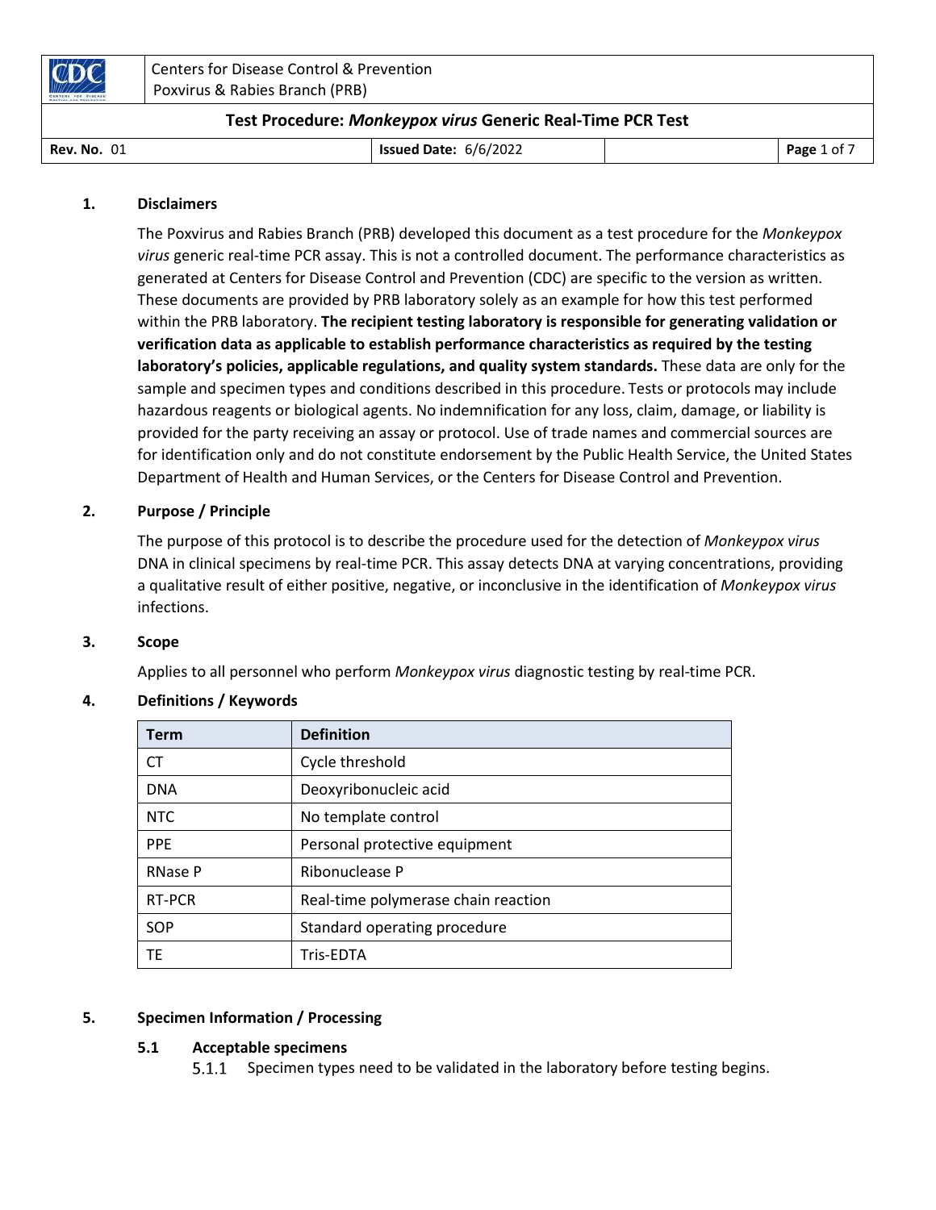Centers for Disease Control & Prevention
Poxvirus & Rabies Branch (PRB)

**Test Procedure: *Monkeypox virus* Generic Real-Time PCR Test**

**Rev. No.** 01 | **Issued Date:** 6/6/2022

## 1. Disclaimers

The Poxvirus and Rabies Branch (PRB) developed this document as a test procedure for the *Monkeypox virus* generic real-time PCR assay. This is not a controlled document. The performance characteristics as generated at Centers for Disease Control and Prevention (CDC) are specific to the version as written. These documents are provided by PRB laboratory solely as an example for how this test performed within the PRB laboratory. **The recipient testing laboratory is responsible for generating validation or verification data as applicable to establish performance characteristics as required by the testing laboratory's policies, applicable regulations, and quality system standards.** These data are only for the sample and specimen types and conditions described in this procedure. Tests or protocols may include hazardous reagents or biological agents. No indemnification for any loss, claim, damage, or liability is provided for the party receiving an assay or protocol. Use of trade names and commercial sources are for identification only and do not constitute endorsement by the Public Health Service, the United States Department of Health and Human Services, or the Centers for Disease Control and Prevention.

## 2. Purpose / Principle

The purpose of this protocol is to describe the procedure used for the detection of *Monkeypox virus* DNA in clinical specimens by real-time PCR. This assay detects DNA at varying concentrations, providing a qualitative result of either positive, negative, or inconclusive in the identification of *Monkeypox virus* infections.

## 3. Scope

Applies to all personnel who perform *Monkeypox virus* diagnostic testing by real-time PCR.

## 4. Definitions / Keywords

| Term | Definition |
|---|---|
| CT | Cycle threshold |
| DNA | Deoxyribonucleic acid |
| NTC | No template control |
| PPE | Personal protective equipment |
| RNase P | Ribonuclease P |
| RT-PCR | Real-time polymerase chain reaction |
| SOP | Standard operating procedure |
| TE | Tris-EDTA |

## 5. Specimen Information / Processing

### 5.1 Acceptable specimens

5.1.1 Specimen types need to be validated in the laboratory before testing begins.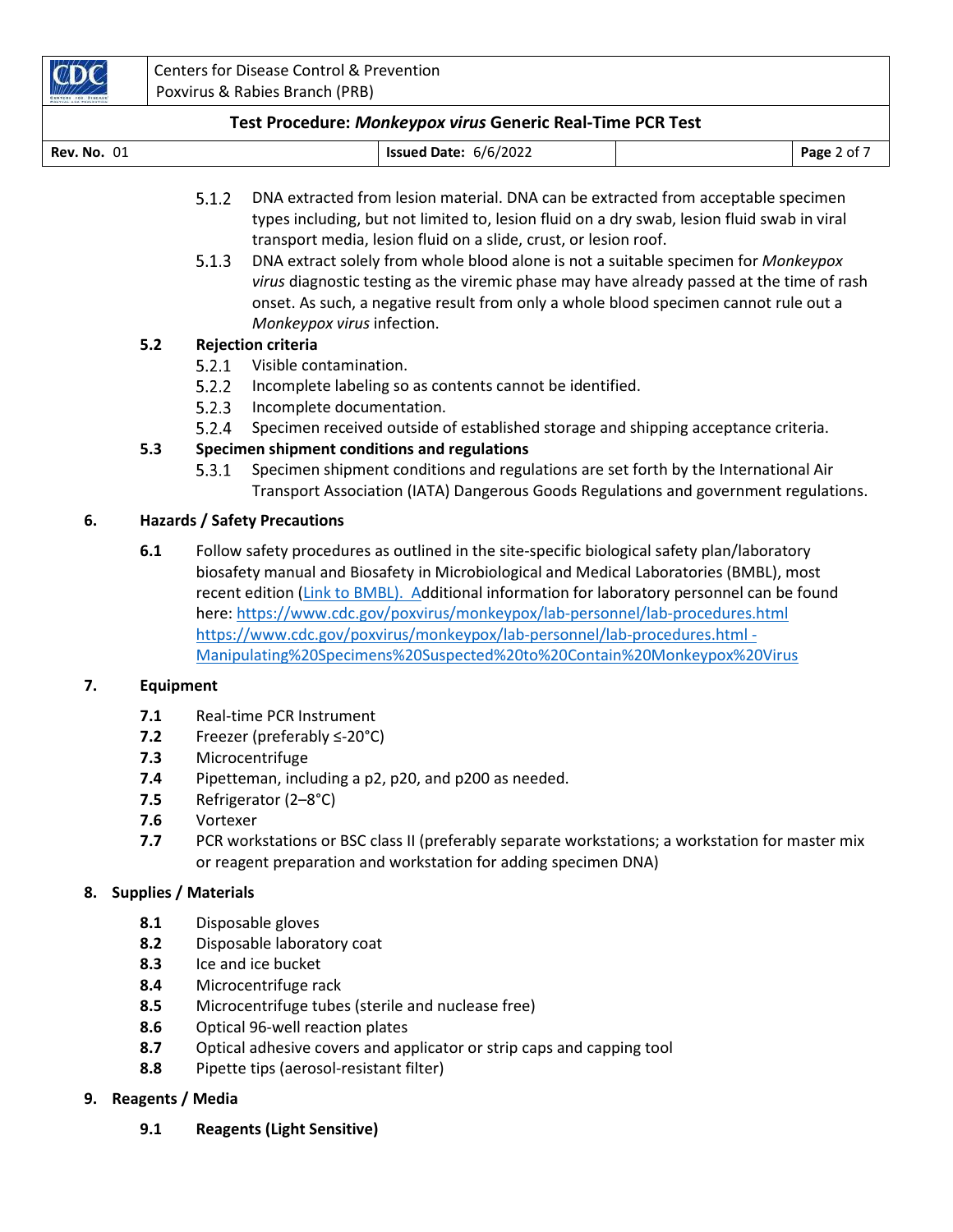- 5.1.2 DNA extracted from lesion material. DNA can be extracted from acceptable specimen types including, but not limited to, lesion fluid on a dry swab, lesion fluid swab in viral transport media, lesion fluid on a slide, crust, or lesion roof.
- 5.1.3 DNA extract solely from whole blood alone is not a suitable specimen for *Monkeypox virus* diagnostic testing as the viremic phase may have already passed at the time of rash onset. As such, a negative result from only a whole blood specimen cannot rule out a *Monkeypox virus* infection.

**5.2 Rejection criteria**

- 5.2.1 Visible contamination.
- 5.2.2 Incomplete labeling so as contents cannot be identified.
- 5.2.3 Incomplete documentation.
- 5.2.4 Specimen received outside of established storage and shipping acceptance criteria.

**5.3 Specimen shipment conditions and regulations**

- 5.3.1 Specimen shipment conditions and regulations are set forth by the International Air Transport Association (IATA) Dangerous Goods Regulations and government regulations.

## 6. Hazards / Safety Precautions

**6.1** Follow safety procedures as outlined in the site-specific biological safety plan/laboratory biosafety manual and Biosafety in Microbiological and Medical Laboratories (BMBL), most recent edition (Link to BMBL). Additional information for laboratory personnel can be found here: https://www.cdc.gov/poxvirus/monkeypox/lab-personnel/lab-procedures.html https://www.cdc.gov/poxvirus/monkeypox/lab-personnel/lab-procedures.html - Manipulating%20Specimens%20Suspected%20to%20Contain%20Monkeypox%20Virus

## 7. Equipment

- **7.1** Real-time PCR Instrument
- **7.2** Freezer (preferably ≤-20°C)
- **7.3** Microcentrifuge
- **7.4** Pipetteman, including a p2, p20, and p200 as needed.
- **7.5** Refrigerator (2–8°C)
- **7.6** Vortexer
- **7.7** PCR workstations or BSC class II (preferably separate workstations; a workstation for master mix or reagent preparation and workstation for adding specimen DNA)

## 8. Supplies / Materials

- **8.1** Disposable gloves
- **8.2** Disposable laboratory coat
- **8.3** Ice and ice bucket
- **8.4** Microcentrifuge rack
- **8.5** Microcentrifuge tubes (sterile and nuclease free)
- **8.6** Optical 96-well reaction plates
- **8.7** Optical adhesive covers and applicator or strip caps and capping tool
- **8.8** Pipette tips (aerosol-resistant filter)

## 9. Reagents / Media

**9.1 Reagents (Light Sensitive)**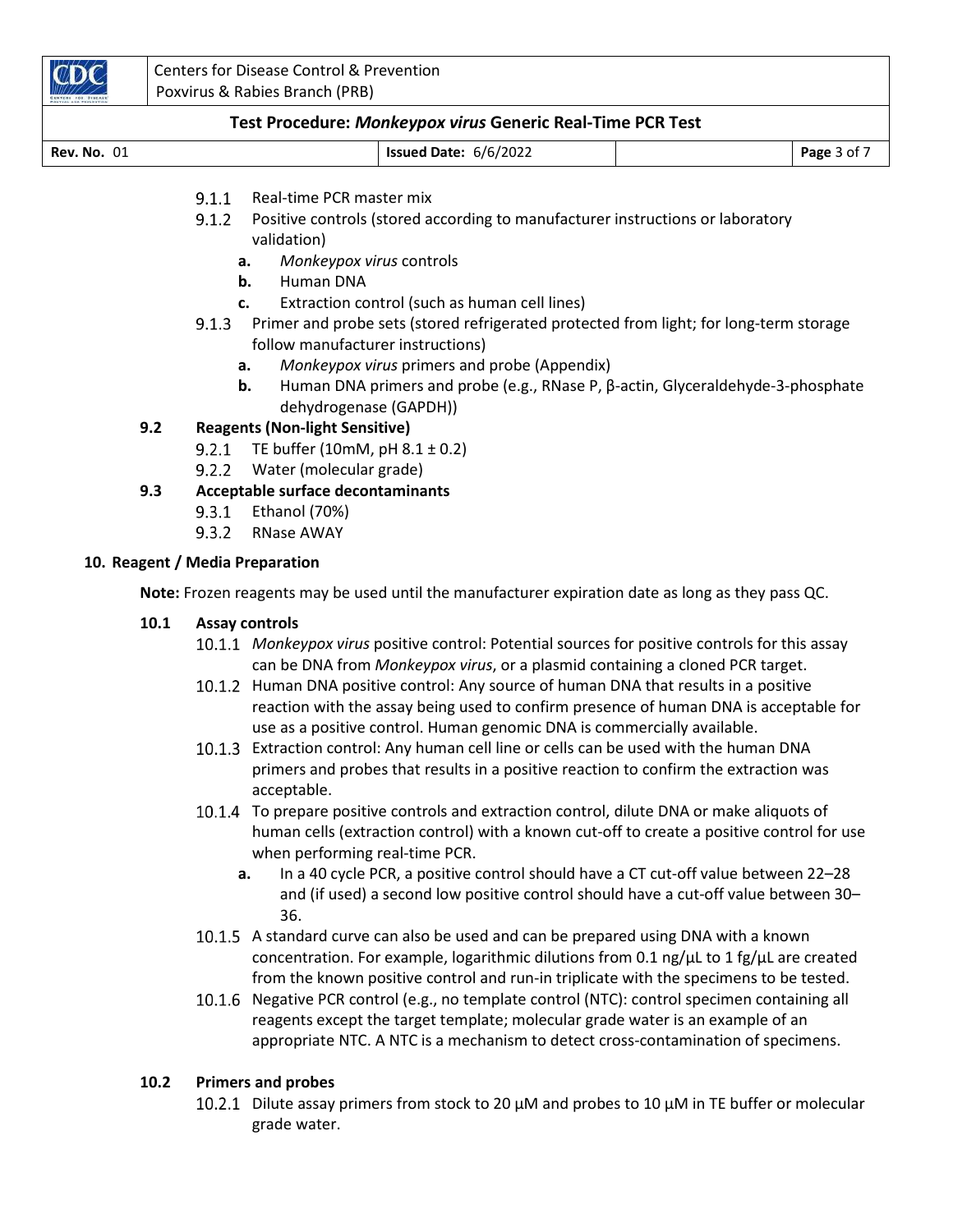- 9.1.1 Real-time PCR master mix
- 9.1.2 Positive controls (stored according to manufacturer instructions or laboratory validation)
  - **a.** *Monkeypox virus* controls
  - **b.** Human DNA
  - **c.** Extraction control (such as human cell lines)
- 9.1.3 Primer and probe sets (stored refrigerated protected from light; for long-term storage follow manufacturer instructions)
  - **a.** *Monkeypox virus* primers and probe (Appendix)
  - **b.** Human DNA primers and probe (e.g., RNase P, β-actin, Glyceraldehyde-3-phosphate dehydrogenase (GAPDH))

**9.2 Reagents (Non-light Sensitive)**

- 9.2.1 TE buffer (10mM, pH 8.1 ± 0.2)
- 9.2.2 Water (molecular grade)

**9.3 Acceptable surface decontaminants**

- 9.3.1 Ethanol (70%)
- 9.3.2 RNase AWAY

## 10. Reagent / Media Preparation

**Note:** Frozen reagents may be used until the manufacturer expiration date as long as they pass QC.

**10.1 Assay controls**

- 10.1.1 *Monkeypox virus* positive control: Potential sources for positive controls for this assay can be DNA from *Monkeypox virus*, or a plasmid containing a cloned PCR target.
- 10.1.2 Human DNA positive control: Any source of human DNA that results in a positive reaction with the assay being used to confirm presence of human DNA is acceptable for use as a positive control. Human genomic DNA is commercially available.
- 10.1.3 Extraction control: Any human cell line or cells can be used with the human DNA primers and probes that results in a positive reaction to confirm the extraction was acceptable.
- 10.1.4 To prepare positive controls and extraction control, dilute DNA or make aliquots of human cells (extraction control) with a known cut-off to create a positive control for use when performing real-time PCR.
  - **a.** In a 40 cycle PCR, a positive control should have a CT cut-off value between 22–28 and (if used) a second low positive control should have a cut-off value between 30–36.
- 10.1.5 A standard curve can also be used and can be prepared using DNA with a known concentration. For example, logarithmic dilutions from 0.1 ng/µL to 1 fg/µL are created from the known positive control and run-in triplicate with the specimens to be tested.
- 10.1.6 Negative PCR control (e.g., no template control (NTC): control specimen containing all reagents except the target template; molecular grade water is an example of an appropriate NTC. A NTC is a mechanism to detect cross-contamination of specimens.

**10.2 Primers and probes**

- 10.2.1 Dilute assay primers from stock to 20 µM and probes to 10 µM in TE buffer or molecular grade water.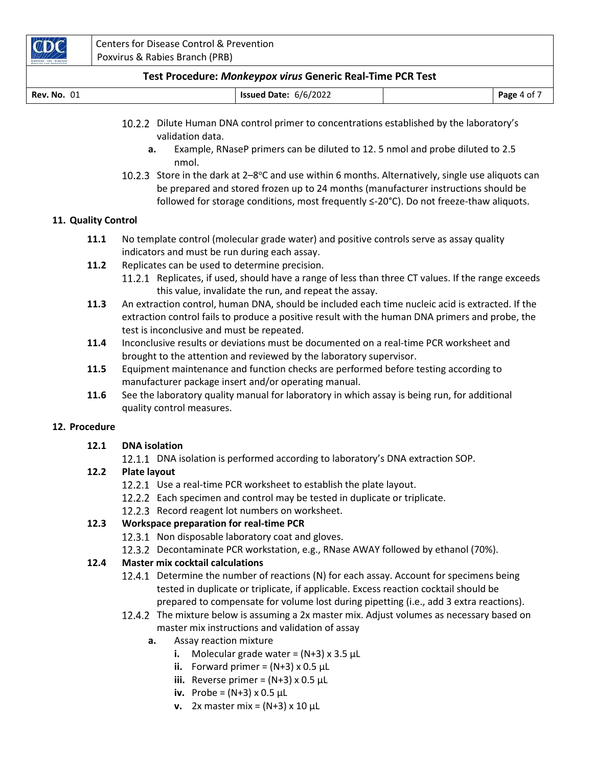10.2.2 Dilute Human DNA control primer to concentrations established by the laboratory's validation data.

   a. Example, RNaseP primers can be diluted to 12. 5 nmol and probe diluted to 2.5 nmol.

10.2.3 Store in the dark at 2–8°C and use within 6 months. Alternatively, single use aliquots can be prepared and stored frozen up to 24 months (manufacturer instructions should be followed for storage conditions, most frequently ≤-20°C). Do not freeze-thaw aliquots.

## 11. Quality Control

**11.1** No template control (molecular grade water) and positive controls serve as assay quality indicators and must be run during each assay.

**11.2** Replicates can be used to determine precision.

11.2.1 Replicates, if used, should have a range of less than three CT values. If the range exceeds this value, invalidate the run, and repeat the assay.

**11.3** An extraction control, human DNA, should be included each time nucleic acid is extracted. If the extraction control fails to produce a positive result with the human DNA primers and probe, the test is inconclusive and must be repeated.

**11.4** Inconclusive results or deviations must be documented on a real-time PCR worksheet and brought to the attention and reviewed by the laboratory supervisor.

**11.5** Equipment maintenance and function checks are performed before testing according to manufacturer package insert and/or operating manual.

**11.6** See the laboratory quality manual for laboratory in which assay is being run, for additional quality control measures.

## 12. Procedure

### 12.1 DNA isolation

12.1.1 DNA isolation is performed according to laboratory's DNA extraction SOP.

### 12.2 Plate layout

12.2.1 Use a real-time PCR worksheet to establish the plate layout.

12.2.2 Each specimen and control may be tested in duplicate or triplicate.

12.2.3 Record reagent lot numbers on worksheet.

### 12.3 Workspace preparation for real-time PCR

12.3.1 Non disposable laboratory coat and gloves.

12.3.2 Decontaminate PCR workstation, e.g., RNase AWAY followed by ethanol (70%).

### 12.4 Master mix cocktail calculations

12.4.1 Determine the number of reactions (N) for each assay. Account for specimens being tested in duplicate or triplicate, if applicable. Excess reaction cocktail should be prepared to compensate for volume lost during pipetting (i.e., add 3 extra reactions).

12.4.2 The mixture below is assuming a 2x master mix. Adjust volumes as necessary based on master mix instructions and validation of assay

   a. Assay reaction mixture

      i. Molecular grade water = (N+3) x 3.5 µL

      ii. Forward primer = (N+3) x 0.5 µL

      iii. Reverse primer = (N+3) x 0.5 µL

      iv. Probe = (N+3) x 0.5 µL

      v. 2x master mix = (N+3) x 10 µL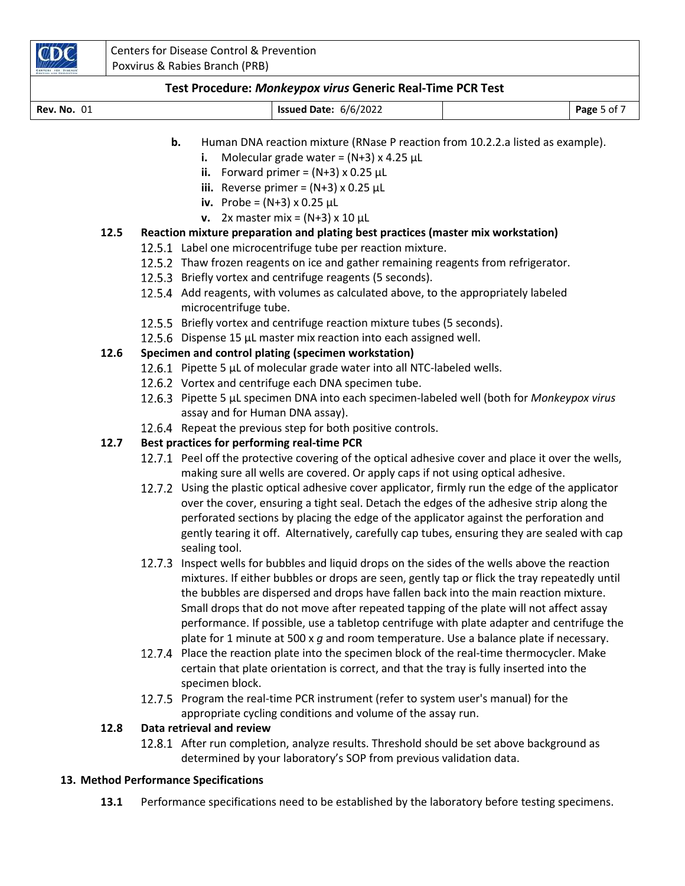b. Human DNA reaction mixture (RNase P reaction from 10.2.2.a listed as example).
   - i. Molecular grade water = (N+3) x 4.25 µL
   - ii. Forward primer = (N+3) x 0.25 µL
   - iii. Reverse primer = (N+3) x 0.25 µL
   - iv. Probe = (N+3) x 0.25 µL
   - v. 2x master mix = (N+3) x 10 µL

**12.5 Reaction mixture preparation and plating best practices (master mix workstation)**

12.5.1 Label one microcentrifuge tube per reaction mixture.

12.5.2 Thaw frozen reagents on ice and gather remaining reagents from refrigerator.

12.5.3 Briefly vortex and centrifuge reagents (5 seconds).

12.5.4 Add reagents, with volumes as calculated above, to the appropriately labeled microcentrifuge tube.

12.5.5 Briefly vortex and centrifuge reaction mixture tubes (5 seconds).

12.5.6 Dispense 15 µL master mix reaction into each assigned well.

**12.6 Specimen and control plating (specimen workstation)**

12.6.1 Pipette 5 µL of molecular grade water into all NTC-labeled wells.

12.6.2 Vortex and centrifuge each DNA specimen tube.

12.6.3 Pipette 5 µL specimen DNA into each specimen-labeled well (both for *Monkeypox virus* assay and for Human DNA assay).

12.6.4 Repeat the previous step for both positive controls.

**12.7 Best practices for performing real-time PCR**

12.7.1 Peel off the protective covering of the optical adhesive cover and place it over the wells, making sure all wells are covered. Or apply caps if not using optical adhesive.

12.7.2 Using the plastic optical adhesive cover applicator, firmly run the edge of the applicator over the cover, ensuring a tight seal. Detach the edges of the adhesive strip along the perforated sections by placing the edge of the applicator against the perforation and gently tearing it off. Alternatively, carefully cap tubes, ensuring they are sealed with cap sealing tool.

12.7.3 Inspect wells for bubbles and liquid drops on the sides of the wells above the reaction mixtures. If either bubbles or drops are seen, gently tap or flick the tray repeatedly until the bubbles are dispersed and drops have fallen back into the main reaction mixture. Small drops that do not move after repeated tapping of the plate will not affect assay performance. If possible, use a tabletop centrifuge with plate adapter and centrifuge the plate for 1 minute at 500 x *g* and room temperature. Use a balance plate if necessary.

12.7.4 Place the reaction plate into the specimen block of the real-time thermocycler. Make certain that plate orientation is correct, and that the tray is fully inserted into the specimen block.

12.7.5 Program the real-time PCR instrument (refer to system user's manual) for the appropriate cycling conditions and volume of the assay run.

**12.8 Data retrieval and review**

12.8.1 After run completion, analyze results. Threshold should be set above background as determined by your laboratory's SOP from previous validation data.

## 13. Method Performance Specifications

**13.1** Performance specifications need to be established by the laboratory before testing specimens.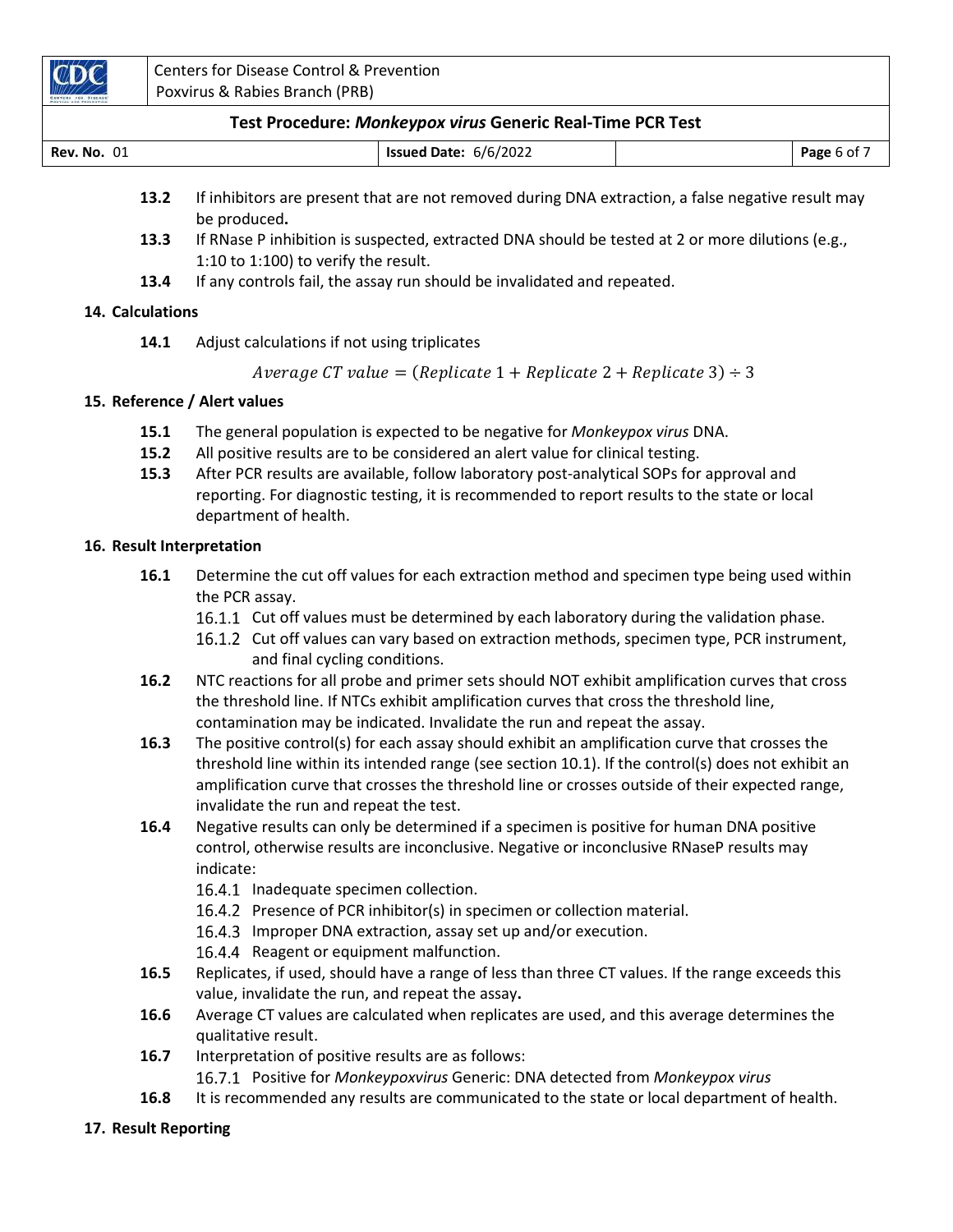**13.2** If inhibitors are present that are not removed during DNA extraction, a false negative result may be produced**.**

**13.3** If RNase P inhibition is suspected, extracted DNA should be tested at 2 or more dilutions (e.g., 1:10 to 1:100) to verify the result.

**13.4** If any controls fail, the assay run should be invalidated and repeated.

## 14. Calculations

**14.1** Adjust calculations if not using triplicates

$$Average\ CT\ value = (Replicate\ 1 + Replicate\ 2 + Replicate\ 3) \div 3$$

## 15. Reference / Alert values

**15.1** The general population is expected to be negative for *Monkeypox virus* DNA.

**15.2** All positive results are to be considered an alert value for clinical testing.

**15.3** After PCR results are available, follow laboratory post-analytical SOPs for approval and reporting. For diagnostic testing, it is recommended to report results to the state or local department of health.

## 16. Result Interpretation

**16.1** Determine the cut off values for each extraction method and specimen type being used within the PCR assay.

- 16.1.1 Cut off values must be determined by each laboratory during the validation phase.
- 16.1.2 Cut off values can vary based on extraction methods, specimen type, PCR instrument, and final cycling conditions.

**16.2** NTC reactions for all probe and primer sets should NOT exhibit amplification curves that cross the threshold line. If NTCs exhibit amplification curves that cross the threshold line, contamination may be indicated. Invalidate the run and repeat the assay.

**16.3** The positive control(s) for each assay should exhibit an amplification curve that crosses the threshold line within its intended range (see section 10.1). If the control(s) does not exhibit an amplification curve that crosses the threshold line or crosses outside of their expected range, invalidate the run and repeat the test.

**16.4** Negative results can only be determined if a specimen is positive for human DNA positive control, otherwise results are inconclusive. Negative or inconclusive RNaseP results may indicate:

- 16.4.1 Inadequate specimen collection.
- 16.4.2 Presence of PCR inhibitor(s) in specimen or collection material.
- 16.4.3 Improper DNA extraction, assay set up and/or execution.
- 16.4.4 Reagent or equipment malfunction.

**16.5** Replicates, if used, should have a range of less than three CT values. If the range exceeds this value, invalidate the run, and repeat the assay**.**

**16.6** Average CT values are calculated when replicates are used, and this average determines the qualitative result.

**16.7** Interpretation of positive results are as follows:

- 16.7.1 Positive for *Monkeypoxvirus* Generic: DNA detected from *Monkeypox virus*

**16.8** It is recommended any results are communicated to the state or local department of health.

## 17. Result Reporting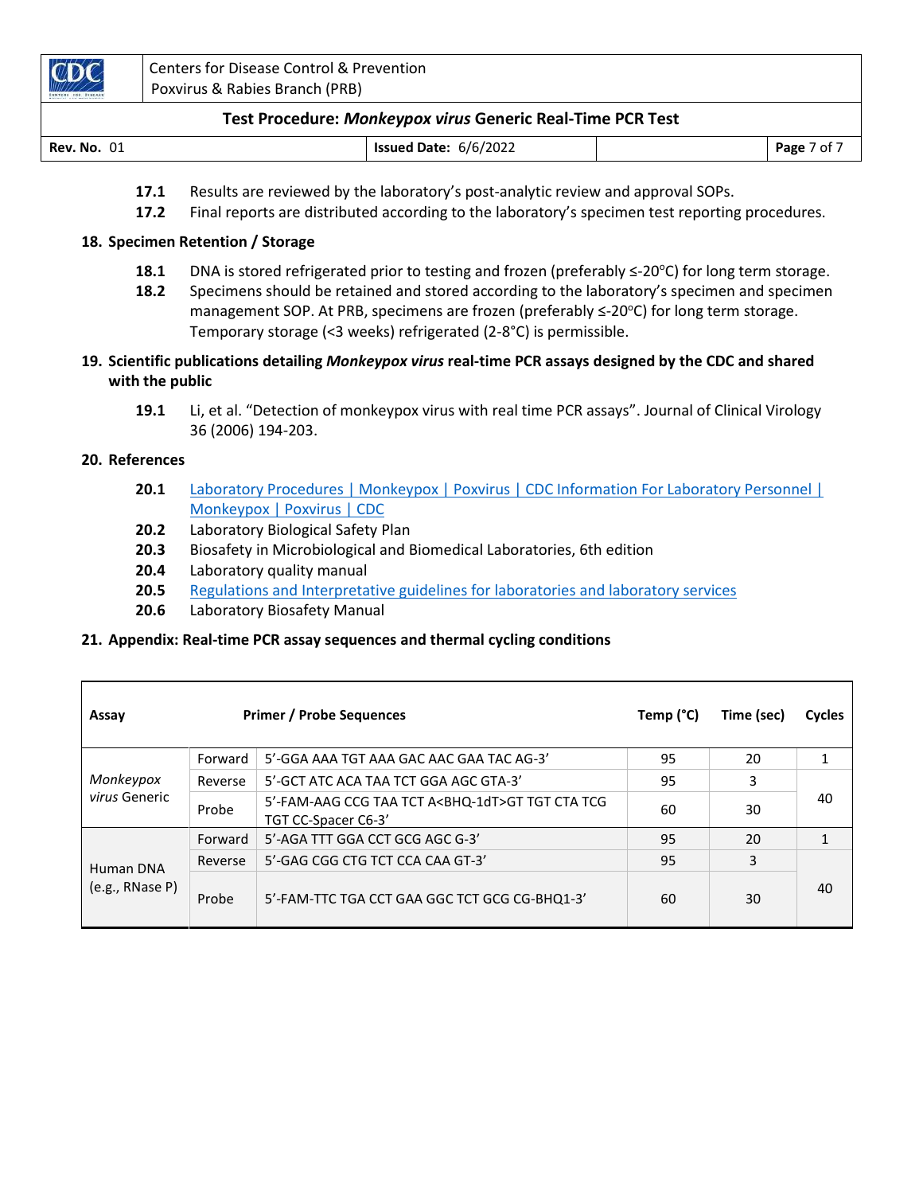**17.1** Results are reviewed by the laboratory's post-analytic review and approval SOPs.

**17.2** Final reports are distributed according to the laboratory's specimen test reporting procedures.

## 18. Specimen Retention / Storage

**18.1** DNA is stored refrigerated prior to testing and frozen (preferably ≤-20°C) for long term storage.

**18.2** Specimens should be retained and stored according to the laboratory's specimen and specimen management SOP. At PRB, specimens are frozen (preferably ≤-20°C) for long term storage. Temporary storage (<3 weeks) refrigerated (2-8°C) is permissible.

## 19. Scientific publications detailing *Monkeypox virus* real-time PCR assays designed by the CDC and shared with the public

**19.1** Li, et al. "Detection of monkeypox virus with real time PCR assays". Journal of Clinical Virology 36 (2006) 194-203.

## 20. References

**20.1** [Laboratory Procedures | Monkeypox | Poxvirus | CDC Information For Laboratory Personnel | Monkeypox | Poxvirus | CDC]()

**20.2** Laboratory Biological Safety Plan

**20.3** Biosafety in Microbiological and Biomedical Laboratories, 6th edition

**20.4** Laboratory quality manual

**20.5** [Regulations and Interpretative guidelines for laboratories and laboratory services]()

**20.6** Laboratory Biosafety Manual

## 21. Appendix: Real-time PCR assay sequences and thermal cycling conditions

| Assay | | Primer / Probe Sequences | Temp (°C) | Time (sec) | Cycles |
|---|---|---|---|---|---|
| *Monkeypox virus* Generic | Forward | 5'-GGA AAA TGT AAA GAC AAC GAA TAC AG-3' | 95 | 20 | 1 |
| | Reverse | 5'-GCT ATC ACA TAA TCT GGA AGC GTA-3' | 95 | 3 | 40 |
| | Probe | 5'-FAM-AAG CCG TAA TCT A<BHQ-1dT>GT TGT CTA TCG TGT CC-Spacer C6-3' | 60 | 30 | |
| Human DNA (e.g., RNase P) | Forward | 5'-AGA TTT GGA CCT GCG AGC G-3' | 95 | 20 | 1 |
| | Reverse | 5'-GAG CGG CTG TCT CCA CAA GT-3' | 95 | 3 | 40 |
| | Probe | 5'-FAM-TTC TGA CCT GAA GGC TCT GCG CG-BHQ1-3' | 60 | 30 | |